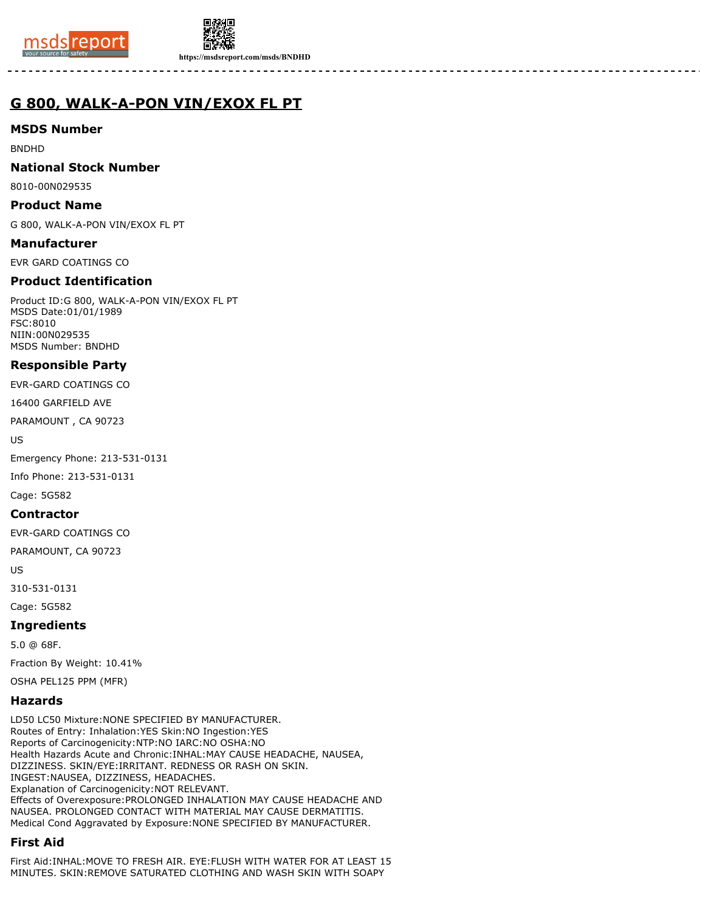# G 800, WALK-A-PON VIN/EXOX FL PT

## MSDS Number

BNDHD

## National Stock Number

8010-00N029535

## Product Name

G 800, WALK-A-PON VIN/EXOX FL PT

## Manufacturer

EVR GARD COATINGS CO

## Product Identification

Product ID:G 800, WALK-A-PON VIN/EXOX FL PT
MSDS Date:01/01/1989
FSC:8010
NIIN:00N029535
MSDS Number: BNDHD

## Responsible Party

EVR-GARD COATINGS CO

16400 GARFIELD AVE

PARAMOUNT , CA 90723

US

Emergency Phone: 213-531-0131

Info Phone: 213-531-0131

Cage: 5G582

## Contractor

EVR-GARD COATINGS CO

PARAMOUNT, CA 90723

US

310-531-0131

Cage: 5G582

## Ingredients

5.0 @ 68F.

Fraction By Weight: 10.41%

OSHA PEL125 PPM (MFR)

## Hazards

LD50 LC50 Mixture:NONE SPECIFIED BY MANUFACTURER.
Routes of Entry: Inhalation:YES Skin:NO Ingestion:YES
Reports of Carcinogenicity:NTP:NO IARC:NO OSHA:NO
Health Hazards Acute and Chronic:INHAL:MAY CAUSE HEADACHE, NAUSEA, DIZZINESS. SKIN/EYE:IRRITANT. REDNESS OR RASH ON SKIN. INGEST:NAUSEA, DIZZINESS, HEADACHES.
Explanation of Carcinogenicity:NOT RELEVANT.
Effects of Overexposure:PROLONGED INHALATION MAY CAUSE HEADACHE AND NAUSEA. PROLONGED CONTACT WITH MATERIAL MAY CAUSE DERMATITIS.
Medical Cond Aggravated by Exposure:NONE SPECIFIED BY MANUFACTURER.

## First Aid

First Aid:INHAL:MOVE TO FRESH AIR. EYE:FLUSH WITH WATER FOR AT LEAST 15 MINUTES. SKIN:REMOVE SATURATED CLOTHING AND WASH SKIN WITH SOAPY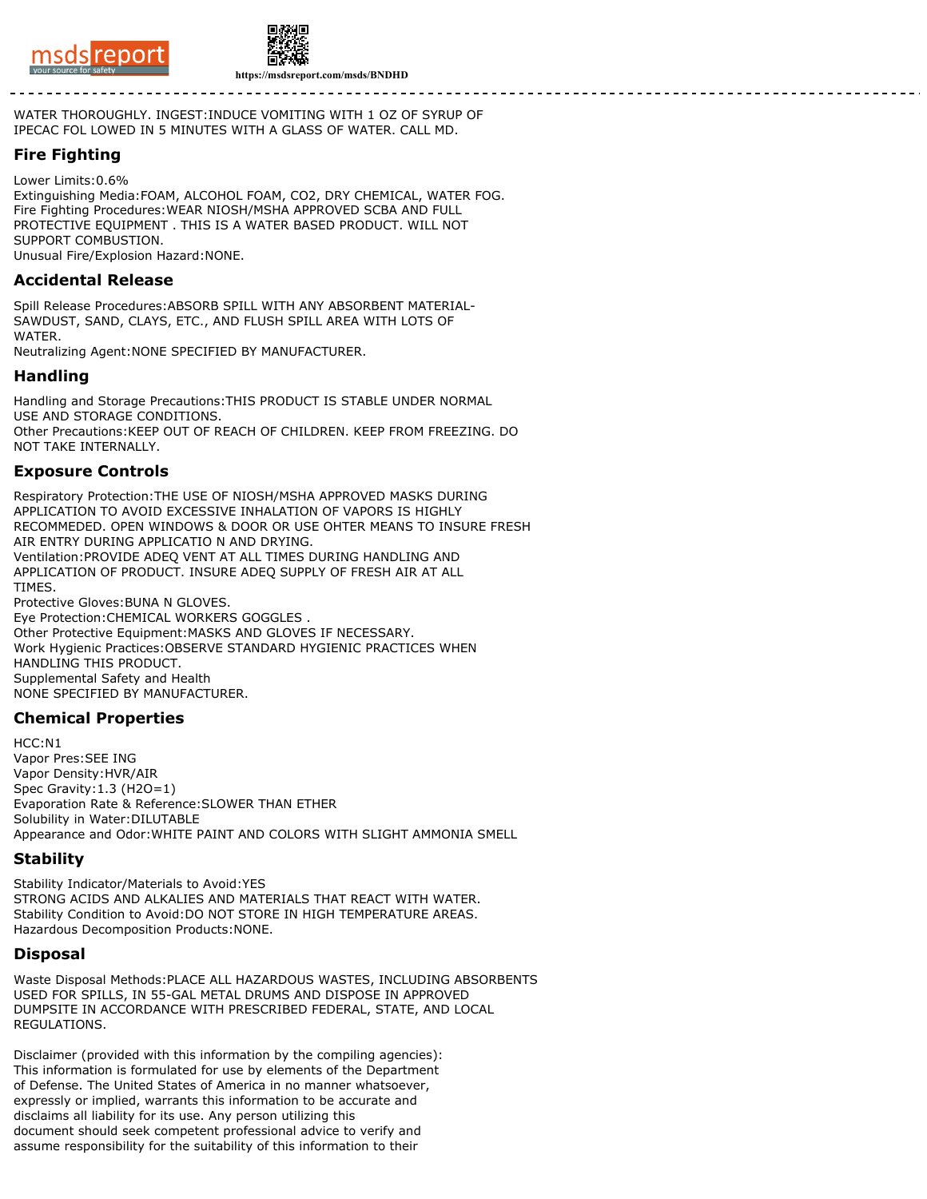WATER THOROUGHLY. INGEST:INDUCE VOMITING WITH 1 OZ OF SYRUP OF IPECAC FOL LOWED IN 5 MINUTES WITH A GLASS OF WATER. CALL MD.

## Fire Fighting

Lower Limits:0.6%
Extinguishing Media:FOAM, ALCOHOL FOAM, CO2, DRY CHEMICAL, WATER FOG.
Fire Fighting Procedures:WEAR NIOSH/MSHA APPROVED SCBA AND FULL PROTECTIVE EQUIPMENT . THIS IS A WATER BASED PRODUCT. WILL NOT SUPPORT COMBUSTION.
Unusual Fire/Explosion Hazard:NONE.

## Accidental Release

Spill Release Procedures:ABSORB SPILL WITH ANY ABSORBENT MATERIAL-SAWDUST, SAND, CLAYS, ETC., AND FLUSH SPILL AREA WITH LOTS OF WATER.
Neutralizing Agent:NONE SPECIFIED BY MANUFACTURER.

## Handling

Handling and Storage Precautions:THIS PRODUCT IS STABLE UNDER NORMAL USE AND STORAGE CONDITIONS.
Other Precautions:KEEP OUT OF REACH OF CHILDREN. KEEP FROM FREEZING. DO NOT TAKE INTERNALLY.

## Exposure Controls

Respiratory Protection:THE USE OF NIOSH/MSHA APPROVED MASKS DURING APPLICATION TO AVOID EXCESSIVE INHALATION OF VAPORS IS HIGHLY RECOMMEDED. OPEN WINDOWS & DOOR OR USE OHTER MEANS TO INSURE FRESH AIR ENTRY DURING APPLICATIO N AND DRYING.
Ventilation:PROVIDE ADEQ VENT AT ALL TIMES DURING HANDLING AND APPLICATION OF PRODUCT. INSURE ADEQ SUPPLY OF FRESH AIR AT ALL TIMES.
Protective Gloves:BUNA N GLOVES.
Eye Protection:CHEMICAL WORKERS GOGGLES .
Other Protective Equipment:MASKS AND GLOVES IF NECESSARY.
Work Hygienic Practices:OBSERVE STANDARD HYGIENIC PRACTICES WHEN HANDLING THIS PRODUCT.
Supplemental Safety and Health
NONE SPECIFIED BY MANUFACTURER.

## Chemical Properties

HCC:N1
Vapor Pres:SEE ING
Vapor Density:HVR/AIR
Spec Gravity:1.3 (H2O=1)
Evaporation Rate & Reference:SLOWER THAN ETHER
Solubility in Water:DILUTABLE
Appearance and Odor:WHITE PAINT AND COLORS WITH SLIGHT AMMONIA SMELL

## Stability

Stability Indicator/Materials to Avoid:YES
STRONG ACIDS AND ALKALIES AND MATERIALS THAT REACT WITH WATER.
Stability Condition to Avoid:DO NOT STORE IN HIGH TEMPERATURE AREAS.
Hazardous Decomposition Products:NONE.

## Disposal

Waste Disposal Methods:PLACE ALL HAZARDOUS WASTES, INCLUDING ABSORBENTS USED FOR SPILLS, IN 55-GAL METAL DRUMS AND DISPOSE IN APPROVED DUMPSITE IN ACCORDANCE WITH PRESCRIBED FEDERAL, STATE, AND LOCAL REGULATIONS.

Disclaimer (provided with this information by the compiling agencies): This information is formulated for use by elements of the Department of Defense. The United States of America in no manner whatsoever, expressly or implied, warrants this information to be accurate and disclaims all liability for its use. Any person utilizing this document should seek competent professional advice to verify and assume responsibility for the suitability of this information to their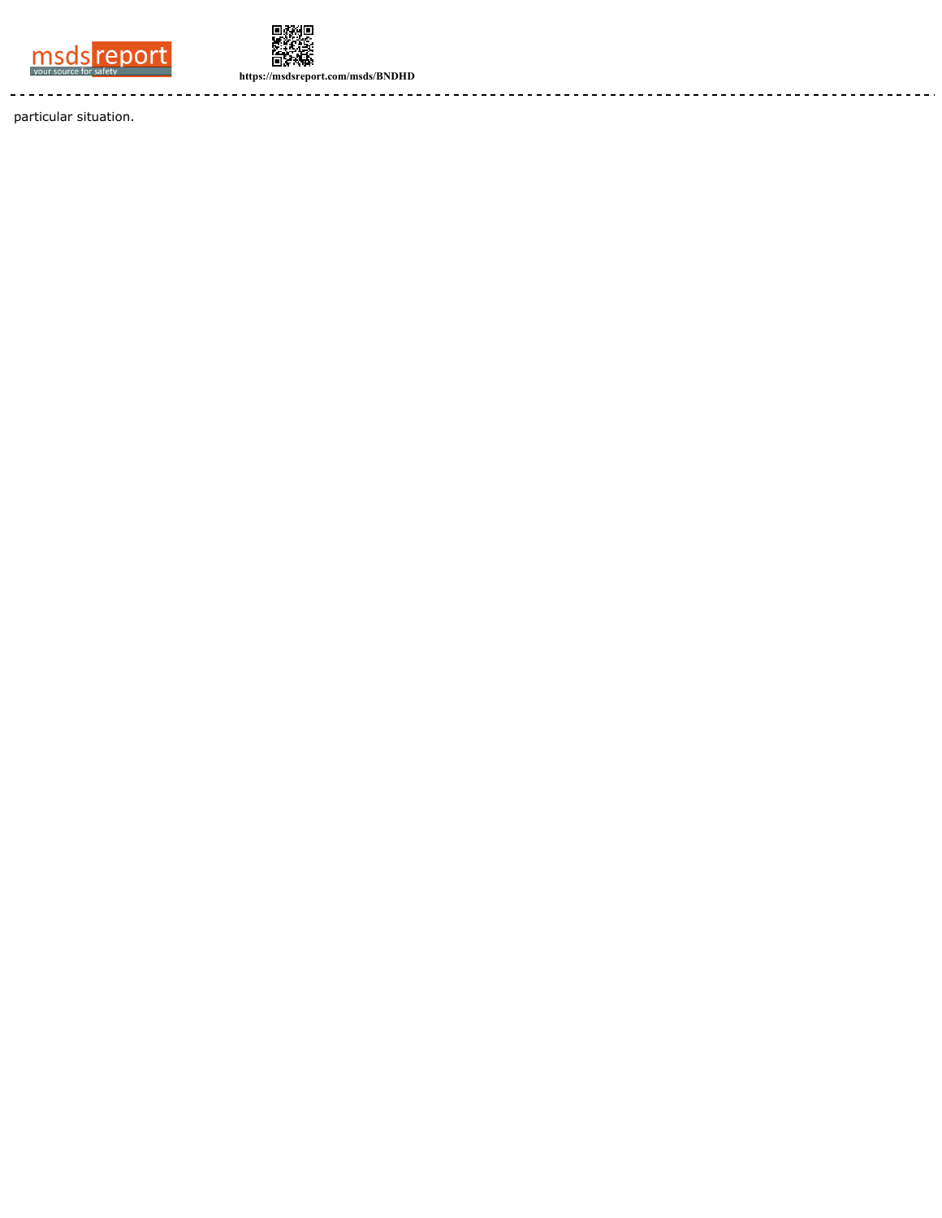particular situation.